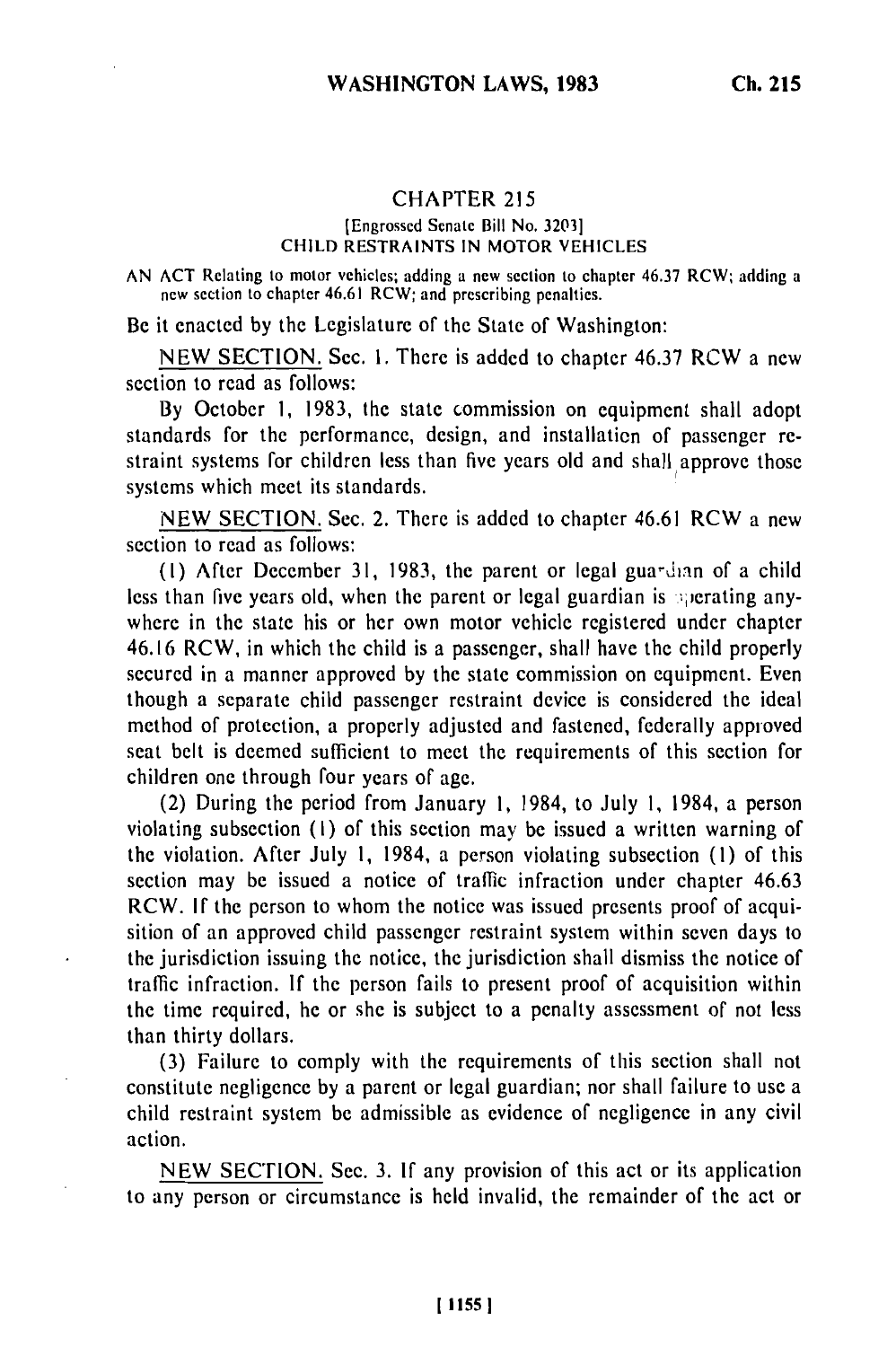# CHAPTER 215

[Engrossed Senate Bill No. 3203]

CHILD RESTRAINTS IN MOTOR VEHICLES

AN ACT Relating to motor vehicles; adding a new section to chapter 46.37 RCW; adding a new section to chapter 46.61 RCW; and prescribing penalties.

Be it enacted by the Legislature of the State of Washington:

NEW SECTION. Sec. 1. There is added to chapter 46.37 RCW a new section to read as follows:

By October 1, 1983, the state commission on equipment shall adopt standards for the performance, design, and installation of passenger restraint systems for children less than five years old and shall approve those systems which meet its standards.

NEW SECTION. Sec. 2. There is added to chapter 46.61 RCW a new section to read as follows:

(1) After December 31, 1983, the parent or legal guardian of a child less than five years old, when the parent or legal guardian is operating anywhere in the state his or her own motor vehicle registered under chapter 46.16 RCW, in which the child is a passenger, shall have the child properly secured in a manner approved by the state commission on equipment. Even though a separate child passenger restraint device is considered the ideal method of protection, a properly adjusted and fastened, federally approved seat belt is deemed sufficient to meet the requirements of this section for children one through four years of age.

(2) During the period from January 1, 1984, to July 1, 1984, a person violating subsection (1) of this section may be issued a written warning of the violation. After July 1, 1984, a person violating subsection (1) of this section may be issued a notice of traffic infraction under chapter 46.63 RCW. If the person to whom the notice was issued presents proof of acquisition of an approved child passenger restraint system within seven days to the jurisdiction issuing the notice, the jurisdiction shall dismiss the notice of traffic infraction. If the person fails to present proof of acquisition within the time required, he or she is subject to a penalty assessment of not less than thirty dollars.

(3) Failure to comply with the requirements of this section shall not constitute negligence by a parent or legal guardian; nor shall failure to use a child restraint system be admissible as evidence of negligence in any civil action.

NEW SECTION. Sec. 3. If any provision of this act or its application to any person or circumstance is held invalid, the remainder of the act or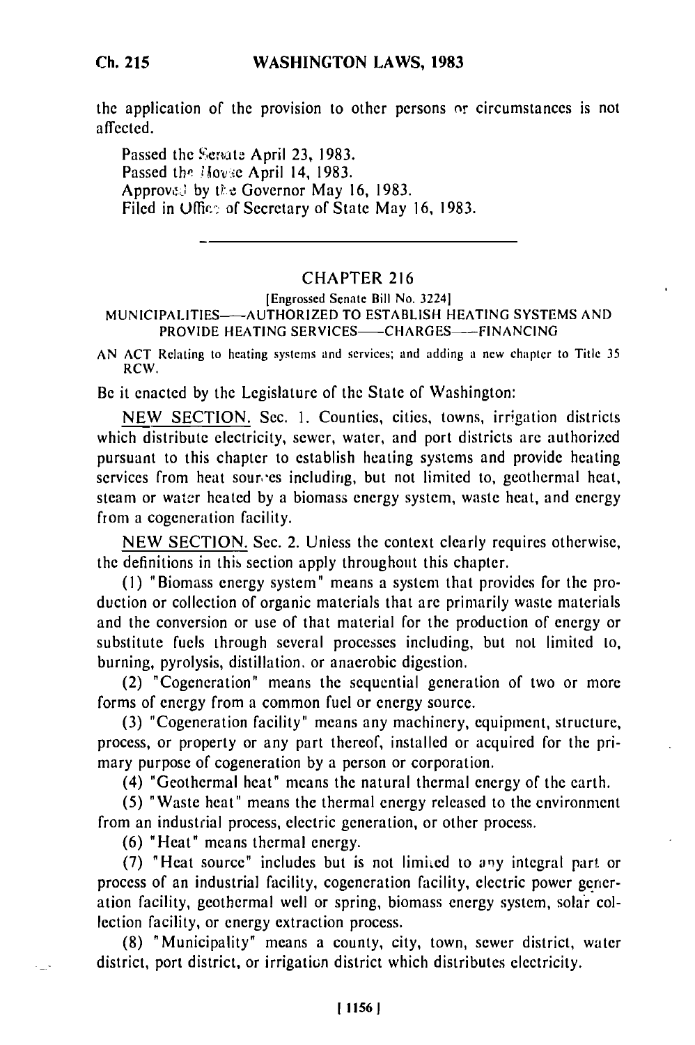the application of the provision to other persons or circumstances is not affected.

Passed the Senate April 23, 1983.
Passed the House April 14, 1983.
Approved by the Governor May 16, 1983.
Filed in Office of Secretary of State May 16, 1983.

---

## CHAPTER 216

[Engrossed Senate Bill No. 3224]

### MUNICIPALITIES——AUTHORIZED TO ESTABLISH HEATING SYSTEMS AND PROVIDE HEATING SERVICES——CHARGES——FINANCING

AN ACT Relating to heating systems and services; and adding a new chapter to Title 35 RCW.

Be it enacted by the Legislature of the State of Washington:

NEW SECTION. Sec. 1. Counties, cities, towns, irrigation districts which distribute electricity, sewer, water, and port districts are authorized pursuant to this chapter to establish heating systems and provide heating services from heat sources including, but not limited to, geothermal heat, steam or water heated by a biomass energy system, waste heat, and energy from a cogeneration facility.

NEW SECTION. Sec. 2. Unless the context clearly requires otherwise, the definitions in this section apply throughout this chapter.

(1) "Biomass energy system" means a system that provides for the production or collection of organic materials that are primarily waste materials and the conversion or use of that material for the production of energy or substitute fuels through several processes including, but not limited to, burning, pyrolysis, distillation, or anaerobic digestion.

(2) "Cogeneration" means the sequential generation of two or more forms of energy from a common fuel or energy source.

(3) "Cogeneration facility" means any machinery, equipment, structure, process, or property or any part thereof, installed or acquired for the primary purpose of cogeneration by a person or corporation.

(4) "Geothermal heat" means the natural thermal energy of the earth.

(5) "Waste heat" means the thermal energy released to the environment from an industrial process, electric generation, or other process.

(6) "Heat" means thermal energy.

(7) "Heat source" includes but is not limited to any integral part or process of an industrial facility, cogeneration facility, electric power generation facility, geothermal well or spring, biomass energy system, solar collection facility, or energy extraction process.

(8) "Municipality" means a county, city, town, sewer district, water district, port district, or irrigation district which distributes electricity.